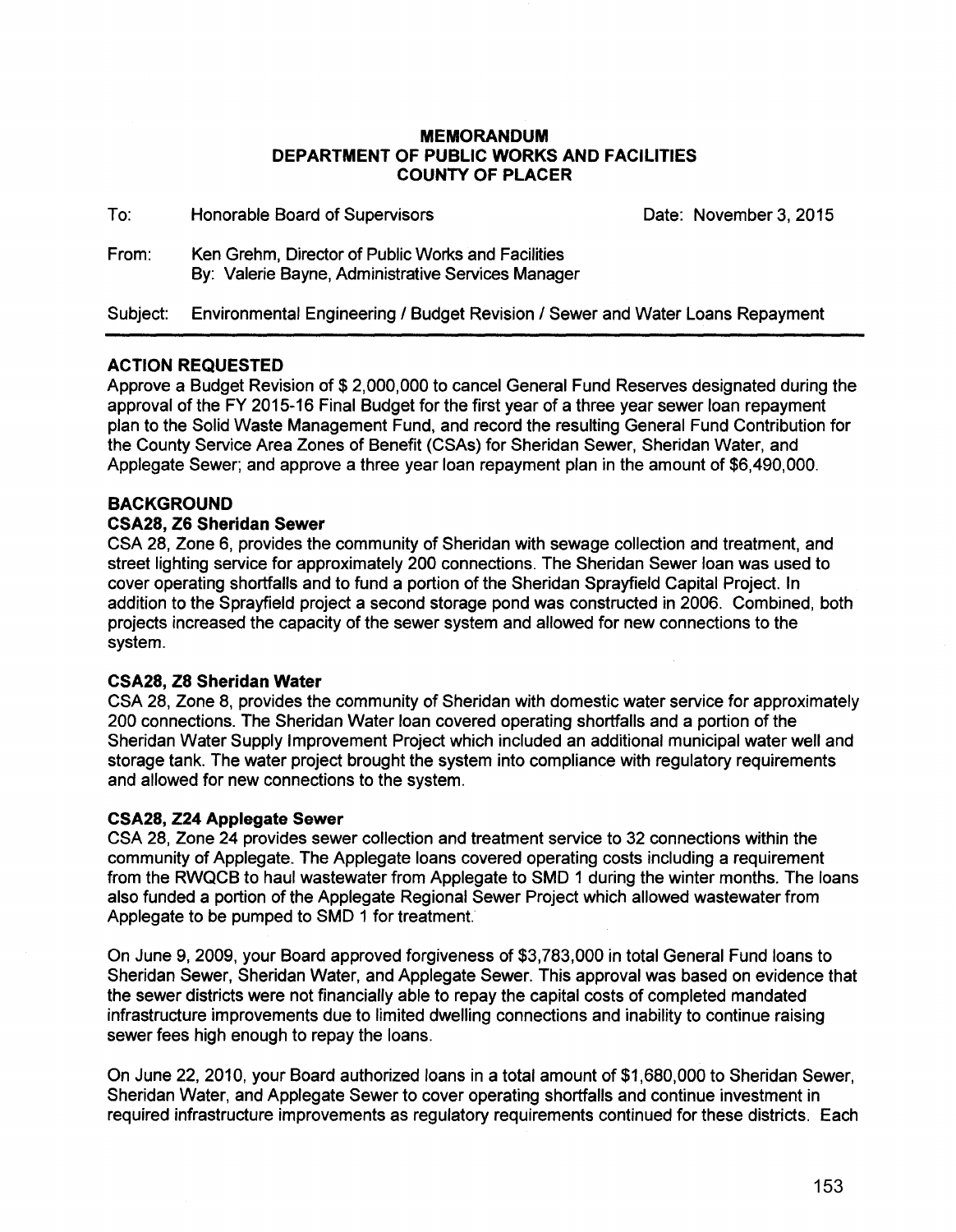# MEMORANDUM
## DEPARTMENT OF PUBLIC WORKS AND FACILITIES
## COUNTY OF PLACER

To: Honorable Board of Supervisors — Date: November 3, 2015

From: Ken Grehm, Director of Public Works and Facilities
By: Valerie Bayne, Administrative Services Manager

Subject: Environmental Engineering / Budget Revision / Sewer and Water Loans Repayment

---

### ACTION REQUESTED

Approve a Budget Revision of $ 2,000,000 to cancel General Fund Reserves designated during the approval of the FY 2015-16 Final Budget for the first year of a three year sewer loan repayment plan to the Solid Waste Management Fund, and record the resulting General Fund Contribution for the County Service Area Zones of Benefit (CSAs) for Sheridan Sewer, Sheridan Water, and Applegate Sewer; and approve a three year loan repayment plan in the amount of $6,490,000.

### BACKGROUND

**CSA28, Z6 Sheridan Sewer**

CSA 28, Zone 6, provides the community of Sheridan with sewage collection and treatment, and street lighting service for approximately 200 connections. The Sheridan Sewer loan was used to cover operating shortfalls and to fund a portion of the Sheridan Sprayfield Capital Project. In addition to the Sprayfield project a second storage pond was constructed in 2006. Combined, both projects increased the capacity of the sewer system and allowed for new connections to the system.

**CSA28, Z8 Sheridan Water**

CSA 28, Zone 8, provides the community of Sheridan with domestic water service for approximately 200 connections. The Sheridan Water loan covered operating shortfalls and a portion of the Sheridan Water Supply Improvement Project which included an additional municipal water well and storage tank. The water project brought the system into compliance with regulatory requirements and allowed for new connections to the system.

**CSA28, Z24 Applegate Sewer**

CSA 28, Zone 24 provides sewer collection and treatment service to 32 connections within the community of Applegate. The Applegate loans covered operating costs including a requirement from the RWQCB to haul wastewater from Applegate to SMD 1 during the winter months. The loans also funded a portion of the Applegate Regional Sewer Project which allowed wastewater from Applegate to be pumped to SMD 1 for treatment.

On June 9, 2009, your Board approved forgiveness of $3,783,000 in total General Fund loans to Sheridan Sewer, Sheridan Water, and Applegate Sewer. This approval was based on evidence that the sewer districts were not financially able to repay the capital costs of completed mandated infrastructure improvements due to limited dwelling connections and inability to continue raising sewer fees high enough to repay the loans.

On June 22, 2010, your Board authorized loans in a total amount of $1,680,000 to Sheridan Sewer, Sheridan Water, and Applegate Sewer to cover operating shortfalls and continue investment in required infrastructure improvements as regulatory requirements continued for these districts. Each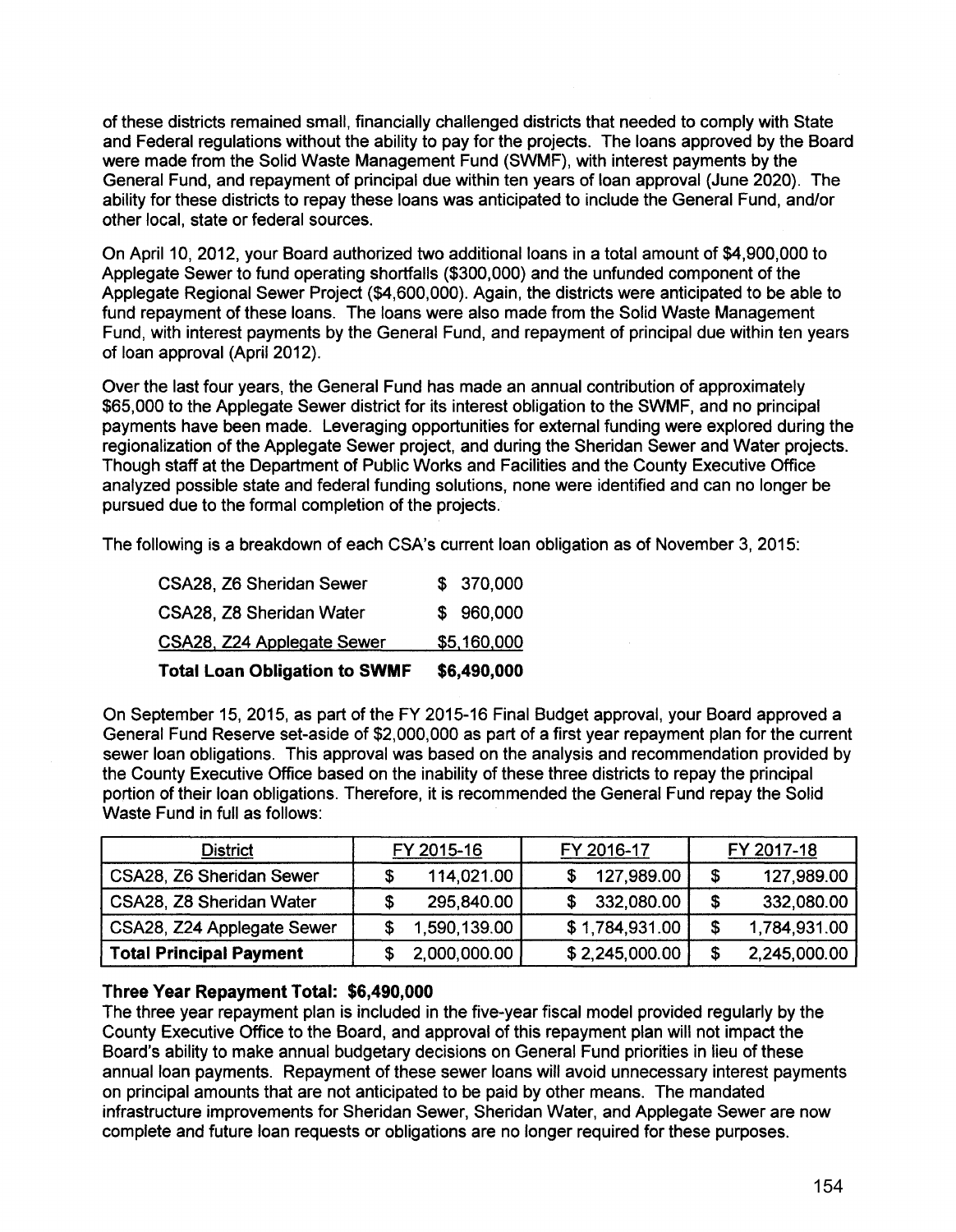of these districts remained small, financially challenged districts that needed to comply with State and Federal regulations without the ability to pay for the projects. The loans approved by the Board were made from the Solid Waste Management Fund (SWMF), with interest payments by the General Fund, and repayment of principal due within ten years of loan approval (June 2020). The ability for these districts to repay these loans was anticipated to include the General Fund, and/or other local, state or federal sources.

On April 10, 2012, your Board authorized two additional loans in a total amount of $4,900,000 to Applegate Sewer to fund operating shortfalls ($300,000) and the unfunded component of the Applegate Regional Sewer Project ($4,600,000). Again, the districts were anticipated to be able to fund repayment of these loans. The loans were also made from the Solid Waste Management Fund, with interest payments by the General Fund, and repayment of principal due within ten years of loan approval (April 2012).

Over the last four years, the General Fund has made an annual contribution of approximately $65,000 to the Applegate Sewer district for its interest obligation to the SWMF, and no principal payments have been made. Leveraging opportunities for external funding were explored during the regionalization of the Applegate Sewer project, and during the Sheridan Sewer and Water projects. Though staff at the Department of Public Works and Facilities and the County Executive Office analyzed possible state and federal funding solutions, none were identified and can no longer be pursued due to the formal completion of the projects.

The following is a breakdown of each CSA's current loan obligation as of November 3, 2015:

| | |
|---|---|
| CSA28, Z6 Sheridan Sewer | $ 370,000 |
| CSA28, Z8 Sheridan Water | $ 960,000 |
| CSA28, Z24 Applegate Sewer | $5,160,000 |
| **Total Loan Obligation to SWMF** | **$6,490,000** |

On September 15, 2015, as part of the FY 2015-16 Final Budget approval, your Board approved a General Fund Reserve set-aside of $2,000,000 as part of a first year repayment plan for the current sewer loan obligations. This approval was based on the analysis and recommendation provided by the County Executive Office based on the inability of these three districts to repay the principal portion of their loan obligations. Therefore, it is recommended the General Fund repay the Solid Waste Fund in full as follows:

| District | FY 2015-16 | FY 2016-17 | FY 2017-18 |
|---|---|---|---|
| CSA28, Z6 Sheridan Sewer | $ 114,021.00 | $ 127,989.00 | $ 127,989.00 |
| CSA28, Z8 Sheridan Water | $ 295,840.00 | $ 332,080.00 | $ 332,080.00 |
| CSA28, Z24 Applegate Sewer | $ 1,590,139.00 | $ 1,784,931.00 | $ 1,784,931.00 |
| **Total Principal Payment** | $ 2,000,000.00 | $ 2,245,000.00 | $ 2,245,000.00 |

**Three Year Repayment Total: $6,490,000**

The three year repayment plan is included in the five-year fiscal model provided regularly by the County Executive Office to the Board, and approval of this repayment plan will not impact the Board's ability to make annual budgetary decisions on General Fund priorities in lieu of these annual loan payments. Repayment of these sewer loans will avoid unnecessary interest payments on principal amounts that are not anticipated to be paid by other means. The mandated infrastructure improvements for Sheridan Sewer, Sheridan Water, and Applegate Sewer are now complete and future loan requests or obligations are no longer required for these purposes.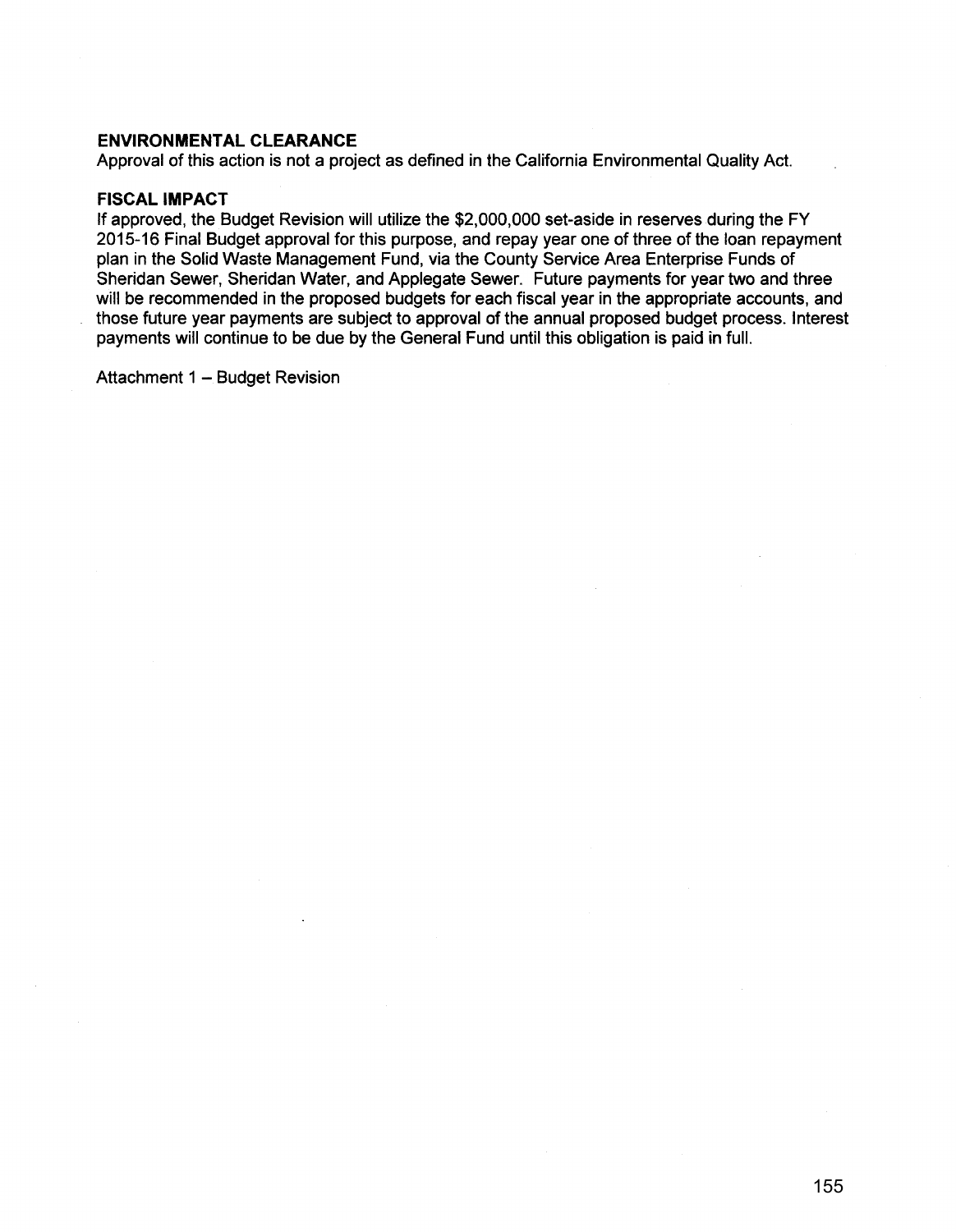## ENVIRONMENTAL CLEARANCE

Approval of this action is not a project as defined in the California Environmental Quality Act.

## FISCAL IMPACT

If approved, the Budget Revision will utilize the $2,000,000 set-aside in reserves during the FY 2015-16 Final Budget approval for this purpose, and repay year one of three of the loan repayment plan in the Solid Waste Management Fund, via the County Service Area Enterprise Funds of Sheridan Sewer, Sheridan Water, and Applegate Sewer. Future payments for year two and three will be recommended in the proposed budgets for each fiscal year in the appropriate accounts, and those future year payments are subject to approval of the annual proposed budget process. Interest payments will continue to be due by the General Fund until this obligation is paid in full.

Attachment 1 – Budget Revision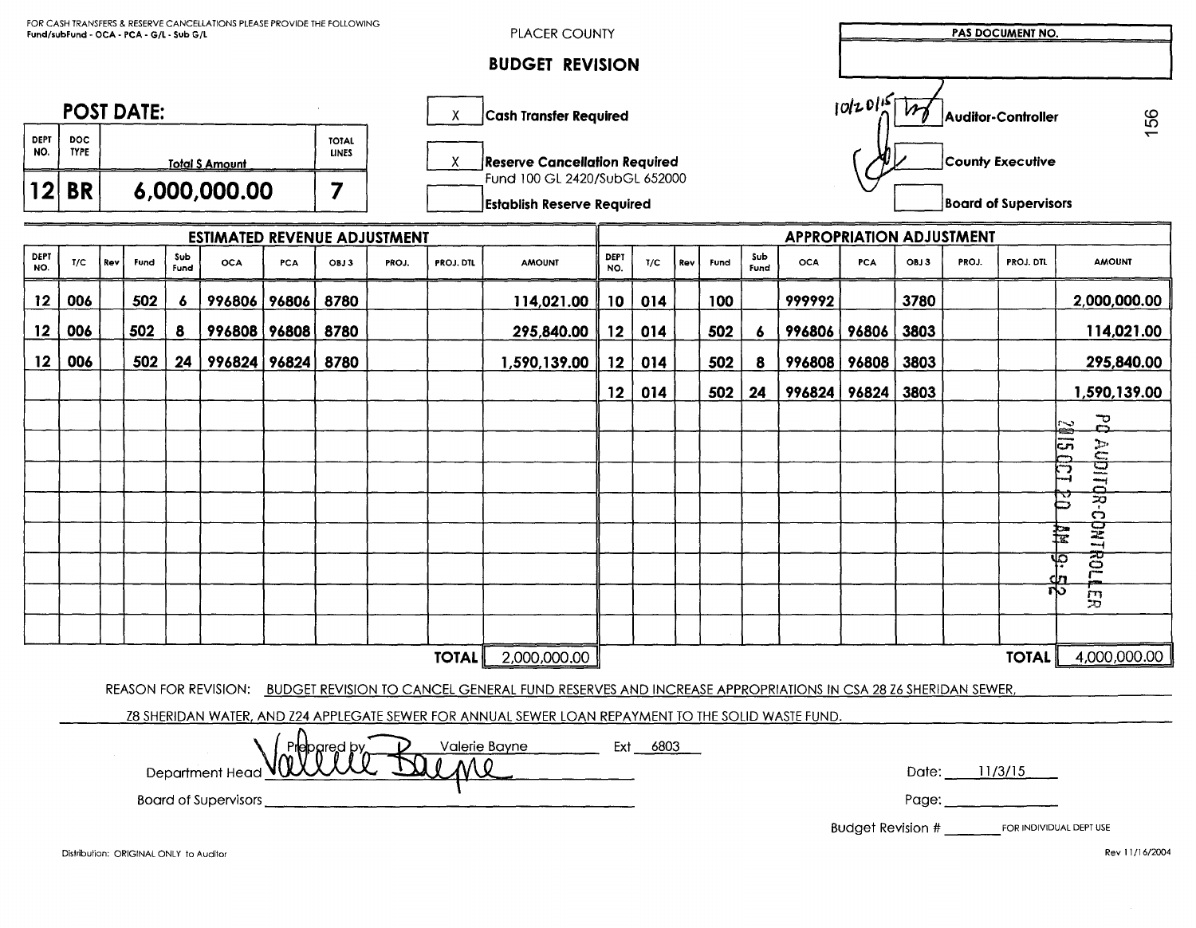FOR CASH TRANSFERS & RESERVE CANCELLATIONS PLEASE PROVIDE THE FOLLOWING
Fund/subFund - OCA - PCA - G/L - Sub G/L

PLACER COUNTY

# BUDGET REVISION

| PAS DOCUMENT NO. |
|---|
| |

## POST DATE:

| DEPT NO. | DOC TYPE | Total $ Amount | TOTAL LINES |
|---|---|---|---|
| 12 | BR | 6,000,000.00 | 7 |

- [X] Cash Transfer Required
- [X] Reserve Cancellation Required
  Fund 100 GL 2420/SubGL 652000
- [ ] Establish Reserve Required

10/20/15 (initialed) Auditor-Controller

County Executive

Board of Supervisors

156

### ESTIMATED REVENUE ADJUSTMENT

| DEPT NO. | T/C | Rev | Fund | Sub Fund | OCA | PCA | OBJ 3 | PROJ. | PROJ. DTL | AMOUNT |
|---|---|---|---|---|---|---|---|---|---|---|
| 12 | 006 | | 502 | 6 | 996806 | 96806 | 8780 | | | 114,021.00 |
| 12 | 006 | | 502 | 8 | 996808 | 96808 | 8780 | | | 295,840.00 |
| 12 | 006 | | 502 | 24 | 996824 | 96824 | 8780 | | | 1,590,139.00 |
| | | | | | | | | | TOTAL | 2,000,000.00 |

### APPROPRIATION ADJUSTMENT

| DEPT NO. | T/C | Rev | Fund | Sub Fund | OCA | PCA | OBJ 3 | PROJ. | PROJ. DTL | AMOUNT |
|---|---|---|---|---|---|---|---|---|---|---|
| 10 | 014 | | 100 | | 999992 | | 3780 | | | 2,000,000.00 |
| 12 | 014 | | 502 | 6 | 996806 | 96806 | 3803 | | | 114,021.00 |
| 12 | 014 | | 502 | 8 | 996808 | 96808 | 3803 | | | 295,840.00 |
| 12 | 014 | | 502 | 24 | 996824 | 96824 | 3803 | | | 1,590,139.00 |
| | | | | | | | | | TOTAL | 4,000,000.00 |

PC AUDITOR-CONTROLLER 2015 OCT 20 AM 9:52

REASON FOR REVISION: BUDGET REVISION TO CANCEL GENERAL FUND RESERVES AND INCREASE APPROPRIATIONS IN CSA 28 Z6 SHERIDAN SEWER, Z8 SHERIDAN WATER, AND Z24 APPLEGATE SEWER FOR ANNUAL SEWER LOAN REPAYMENT TO THE SOLID WASTE FUND.

Department Head: Prepared by Valerie Bayne (signature) Ext 6803

Date: 11/3/15

Board of Supervisors ______________________

Page: ______

Budget Revision # ______ FOR INDIVIDUAL DEPT USE

Distribution: ORIGINAL ONLY to Auditor

Rev 11/16/2004